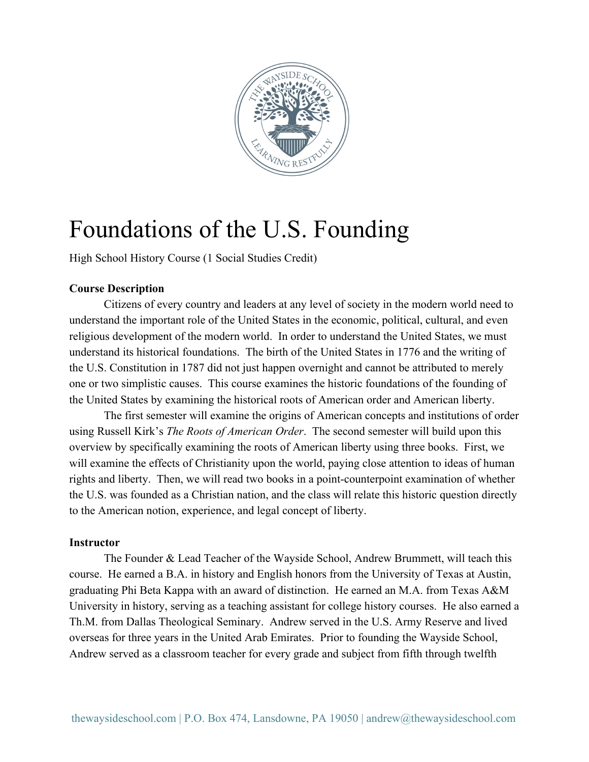# Foundations of the U.S. Founding

High School History Course (1 Social Studies Credit)

**Course Description**

Citizens of every country and leaders at any level of society in the modern world need to understand the important role of the United States in the economic, political, cultural, and even religious development of the modern world. In order to understand the United States, we must understand its historical foundations. The birth of the United States in 1776 and the writing of the U.S. Constitution in 1787 did not just happen overnight and cannot be attributed to merely one or two simplistic causes. This course examines the historic foundations of the founding of the United States by examining the historical roots of American order and American liberty.

The first semester will examine the origins of American concepts and institutions of order using Russell Kirk's *The Roots of American Order*. The second semester will build upon this overview by specifically examining the roots of American liberty using three books. First, we will examine the effects of Christianity upon the world, paying close attention to ideas of human rights and liberty. Then, we will read two books in a point-counterpoint examination of whether the U.S. was founded as a Christian nation, and the class will relate this historic question directly to the American notion, experience, and legal concept of liberty.

**Instructor**

The Founder & Lead Teacher of the Wayside School, Andrew Brummett, will teach this course. He earned a B.A. in history and English honors from the University of Texas at Austin, graduating Phi Beta Kappa with an award of distinction. He earned an M.A. from Texas A&M University in history, serving as a teaching assistant for college history courses. He also earned a Th.M. from Dallas Theological Seminary. Andrew served in the U.S. Army Reserve and lived overseas for three years in the United Arab Emirates. Prior to founding the Wayside School, Andrew served as a classroom teacher for every grade and subject from fifth through twelfth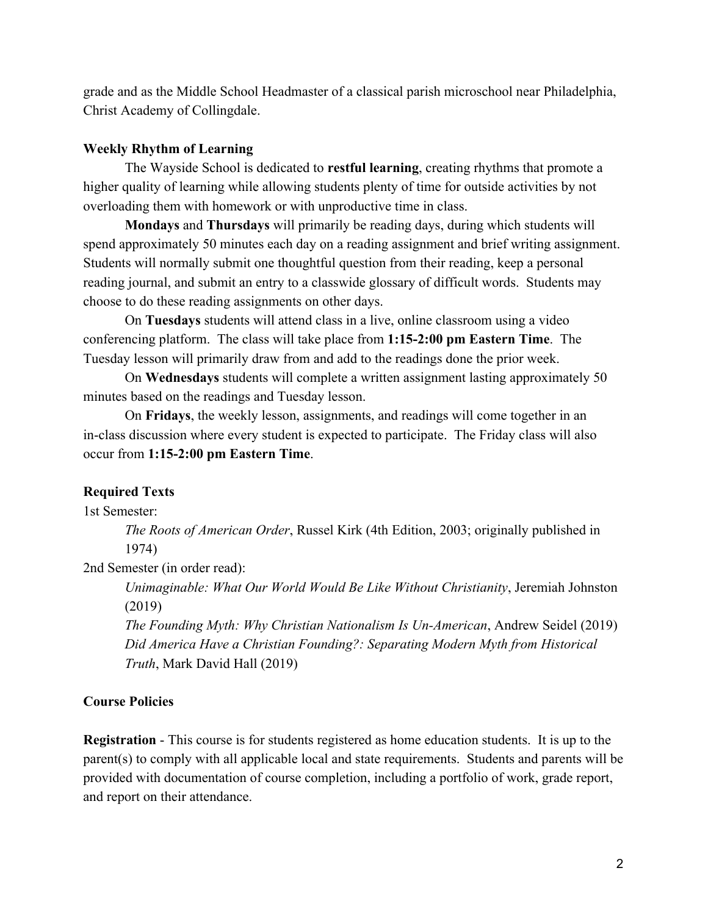grade and as the Middle School Headmaster of a classical parish microschool near Philadelphia, Christ Academy of Collingdale.

**Weekly Rhythm of Learning**

The Wayside School is dedicated to **restful learning**, creating rhythms that promote a higher quality of learning while allowing students plenty of time for outside activities by not overloading them with homework or with unproductive time in class.

**Mondays** and **Thursdays** will primarily be reading days, during which students will spend approximately 50 minutes each day on a reading assignment and brief writing assignment. Students will normally submit one thoughtful question from their reading, keep a personal reading journal, and submit an entry to a classwide glossary of difficult words. Students may choose to do these reading assignments on other days.

On **Tuesdays** students will attend class in a live, online classroom using a video conferencing platform. The class will take place from **1:15-2:00 pm Eastern Time**. The Tuesday lesson will primarily draw from and add to the readings done the prior week.

On **Wednesdays** students will complete a written assignment lasting approximately 50 minutes based on the readings and Tuesday lesson.

On **Fridays**, the weekly lesson, assignments, and readings will come together in an in-class discussion where every student is expected to participate. The Friday class will also occur from **1:15-2:00 pm Eastern Time**.

**Required Texts**

1st Semester:

*The Roots of American Order*, Russel Kirk (4th Edition, 2003; originally published in 1974)

2nd Semester (in order read):

*Unimaginable: What Our World Would Be Like Without Christianity*, Jeremiah Johnston (2019)

*The Founding Myth: Why Christian Nationalism Is Un-American*, Andrew Seidel (2019)

*Did America Have a Christian Founding?: Separating Modern Myth from Historical Truth*, Mark David Hall (2019)

**Course Policies**

**Registration** - This course is for students registered as home education students. It is up to the parent(s) to comply with all applicable local and state requirements. Students and parents will be provided with documentation of course completion, including a portfolio of work, grade report, and report on their attendance.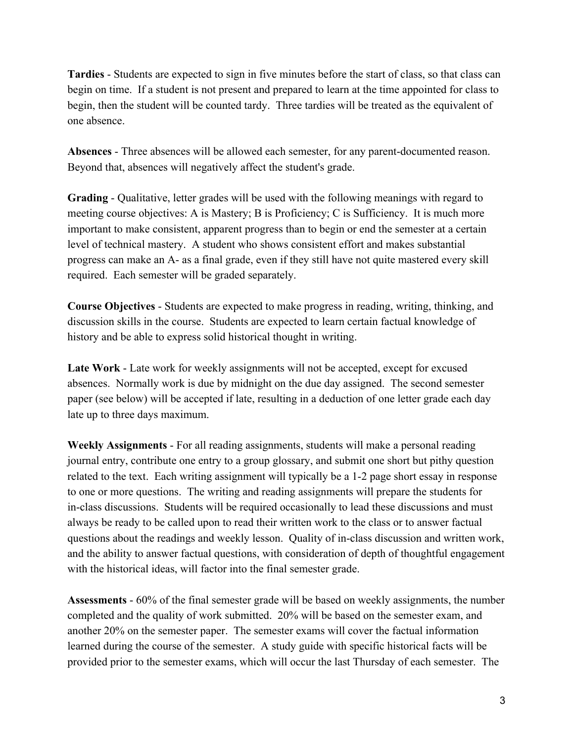**Tardies** - Students are expected to sign in five minutes before the start of class, so that class can begin on time. If a student is not present and prepared to learn at the time appointed for class to begin, then the student will be counted tardy. Three tardies will be treated as the equivalent of one absence.

**Absences** - Three absences will be allowed each semester, for any parent-documented reason. Beyond that, absences will negatively affect the student's grade.

**Grading** - Qualitative, letter grades will be used with the following meanings with regard to meeting course objectives: A is Mastery; B is Proficiency; C is Sufficiency. It is much more important to make consistent, apparent progress than to begin or end the semester at a certain level of technical mastery. A student who shows consistent effort and makes substantial progress can make an A- as a final grade, even if they still have not quite mastered every skill required. Each semester will be graded separately.

**Course Objectives** - Students are expected to make progress in reading, writing, thinking, and discussion skills in the course. Students are expected to learn certain factual knowledge of history and be able to express solid historical thought in writing.

**Late Work** - Late work for weekly assignments will not be accepted, except for excused absences. Normally work is due by midnight on the due day assigned. The second semester paper (see below) will be accepted if late, resulting in a deduction of one letter grade each day late up to three days maximum.

**Weekly Assignments** - For all reading assignments, students will make a personal reading journal entry, contribute one entry to a group glossary, and submit one short but pithy question related to the text. Each writing assignment will typically be a 1-2 page short essay in response to one or more questions. The writing and reading assignments will prepare the students for in-class discussions. Students will be required occasionally to lead these discussions and must always be ready to be called upon to read their written work to the class or to answer factual questions about the readings and weekly lesson. Quality of in-class discussion and written work, and the ability to answer factual questions, with consideration of depth of thoughtful engagement with the historical ideas, will factor into the final semester grade.

**Assessments** - 60% of the final semester grade will be based on weekly assignments, the number completed and the quality of work submitted. 20% will be based on the semester exam, and another 20% on the semester paper. The semester exams will cover the factual information learned during the course of the semester. A study guide with specific historical facts will be provided prior to the semester exams, which will occur the last Thursday of each semester. The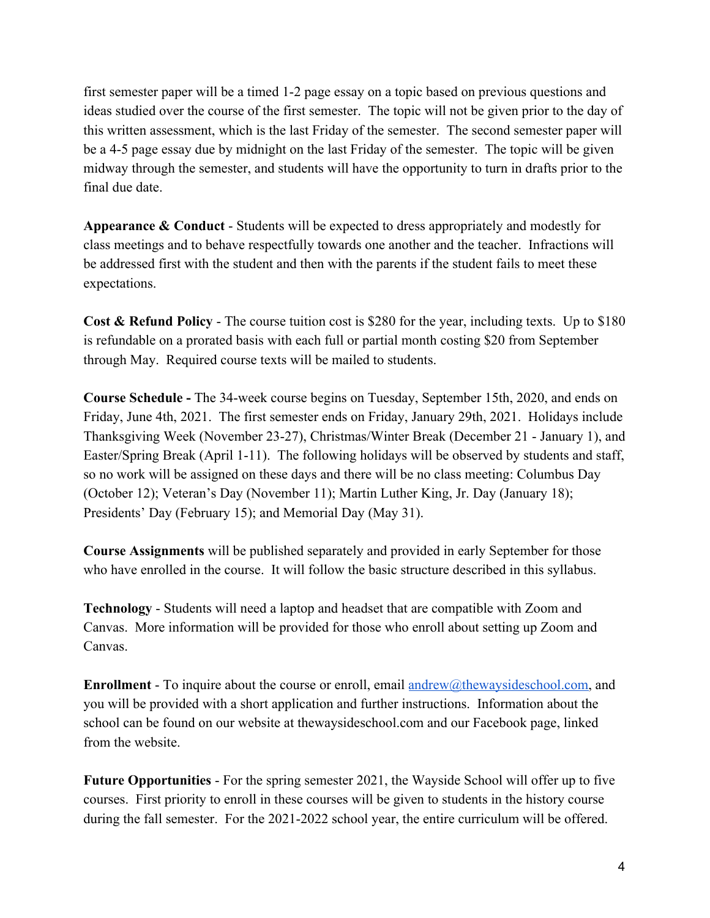first semester paper will be a timed 1-2 page essay on a topic based on previous questions and ideas studied over the course of the first semester. The topic will not be given prior to the day of this written assessment, which is the last Friday of the semester. The second semester paper will be a 4-5 page essay due by midnight on the last Friday of the semester. The topic will be given midway through the semester, and students will have the opportunity to turn in drafts prior to the final due date.

**Appearance & Conduct** - Students will be expected to dress appropriately and modestly for class meetings and to behave respectfully towards one another and the teacher. Infractions will be addressed first with the student and then with the parents if the student fails to meet these expectations.

**Cost & Refund Policy** - The course tuition cost is $280 for the year, including texts. Up to $180 is refundable on a prorated basis with each full or partial month costing $20 from September through May. Required course texts will be mailed to students.

**Course Schedule -** The 34-week course begins on Tuesday, September 15th, 2020, and ends on Friday, June 4th, 2021. The first semester ends on Friday, January 29th, 2021. Holidays include Thanksgiving Week (November 23-27), Christmas/Winter Break (December 21 - January 1), and Easter/Spring Break (April 1-11). The following holidays will be observed by students and staff, so no work will be assigned on these days and there will be no class meeting: Columbus Day (October 12); Veteran's Day (November 11); Martin Luther King, Jr. Day (January 18); Presidents' Day (February 15); and Memorial Day (May 31).

**Course Assignments** will be published separately and provided in early September for those who have enrolled in the course. It will follow the basic structure described in this syllabus.

**Technology** - Students will need a laptop and headset that are compatible with Zoom and Canvas. More information will be provided for those who enroll about setting up Zoom and Canvas.

**Enrollment** - To inquire about the course or enroll, email [andrew@thewaysideschool.com](mailto:andrew@thewaysideschool.com), and you will be provided with a short application and further instructions. Information about the school can be found on our website at thewaysideschool.com and our Facebook page, linked from the website.

**Future Opportunities** - For the spring semester 2021, the Wayside School will offer up to five courses. First priority to enroll in these courses will be given to students in the history course during the fall semester. For the 2021-2022 school year, the entire curriculum will be offered.